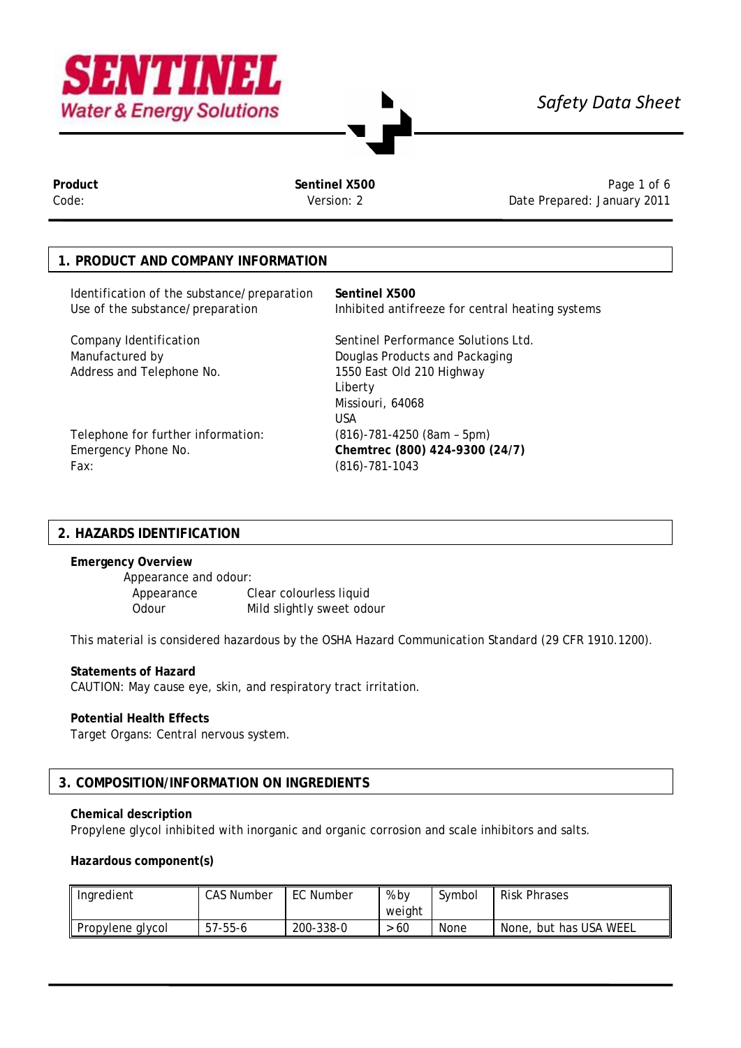**SENTINEL**
Water & Energy Solutions

*Safety Data Sheet*

| **Product** | **Sentinel X500** | |
|---|---|---|
| Code: | Version: 2 | Date Prepared: January 2011 |

## 1. PRODUCT AND COMPANY INFORMATION

| | |
|---|---|
| Identification of the substance/preparation | **Sentinel X500** |
| Use of the substance/preparation | Inhibited antifreeze for central heating systems |
| Company Identification | Sentinel Performance Solutions Ltd. |
| Manufactured by | Douglas Products and Packaging |
| Address and Telephone No. | 1550 East Old 210 Highway<br>Liberty<br>Missiouri, 64068<br>USA |
| Telephone for further information: | (816)-781-4250 (8am – 5pm) |
| Emergency Phone No. | **Chemtrec (800) 424-9300 (24/7)** |
| Fax: | (816)-781-1043 |

## 2. HAZARDS IDENTIFICATION

**Emergency Overview**

Appearance and odour:

| | |
|---|---|
| Appearance | Clear colourless liquid |
| Odour | Mild slightly sweet odour |

This material is considered hazardous by the OSHA Hazard Communication Standard (29 CFR 1910.1200).

**Statements of Hazard**

CAUTION: May cause eye, skin, and respiratory tract irritation.

**Potential Health Effects**

Target Organs: Central nervous system.

## 3. COMPOSITION/INFORMATION ON INGREDIENTS

**Chemical description**

Propylene glycol inhibited with inorganic and organic corrosion and scale inhibitors and salts.

**Hazardous component(s)**

| Ingredient | CAS Number | EC Number | % by weight | Symbol | Risk Phrases |
|---|---|---|---|---|---|
| Propylene glycol | 57-55-6 | 200-338-0 | >60 | None | None, but has USA WEEL |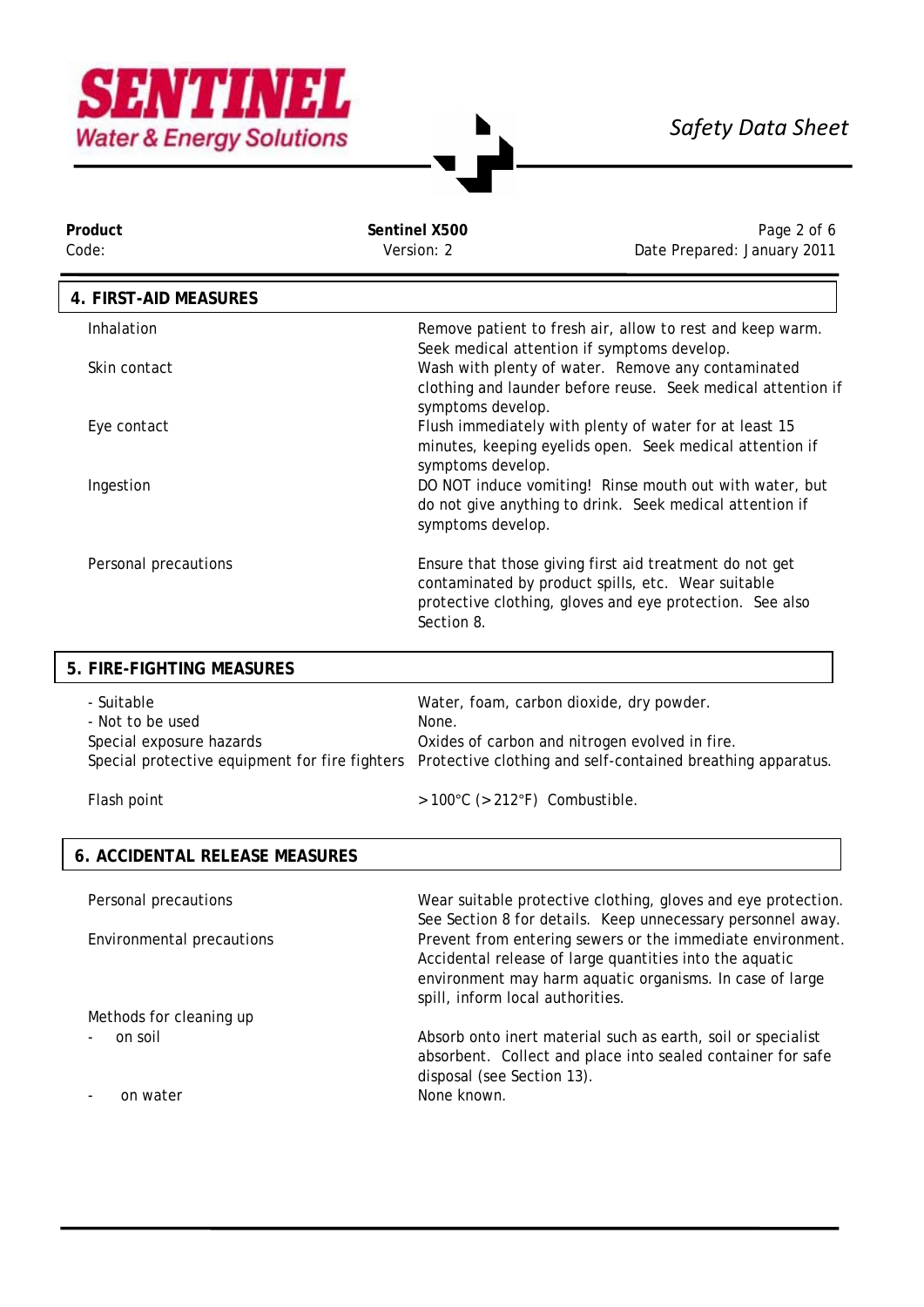| Product Code: | Sentinel X500 Version: 2 | Date Prepared: January 2011 |
|---|---|---|

## 4. FIRST-AID MEASURES

| | |
|---|---|
| Inhalation | Remove patient to fresh air, allow to rest and keep warm. Seek medical attention if symptoms develop. |
| Skin contact | Wash with plenty of water. Remove any contaminated clothing and launder before reuse. Seek medical attention if symptoms develop. |
| Eye contact | Flush immediately with plenty of water for at least 15 minutes, keeping eyelids open. Seek medical attention if symptoms develop. |
| Ingestion | DO NOT induce vomiting! Rinse mouth out with water, but do not give anything to drink. Seek medical attention if symptoms develop. |
| Personal precautions | Ensure that those giving first aid treatment do not get contaminated by product spills, etc. Wear suitable protective clothing, gloves and eye protection. See also Section 8. |

## 5. FIRE-FIGHTING MEASURES

| | |
|---|---|
| - Suitable | Water, foam, carbon dioxide, dry powder. |
| - Not to be used | None. |
| Special exposure hazards | Oxides of carbon and nitrogen evolved in fire. |
| Special protective equipment for fire fighters | Protective clothing and self-contained breathing apparatus. |
| Flash point | > 100°C (> 212°F) Combustible. |

## 6. ACCIDENTAL RELEASE MEASURES

| | |
|---|---|
| Personal precautions | Wear suitable protective clothing, gloves and eye protection. See Section 8 for details. Keep unnecessary personnel away. |
| Environmental precautions | Prevent from entering sewers or the immediate environment. Accidental release of large quantities into the aquatic environment may harm aquatic organisms. In case of large spill, inform local authorities. |
| Methods for cleaning up | |
| - on soil | Absorb onto inert material such as earth, soil or specialist absorbent. Collect and place into sealed container for safe disposal (see Section 13). |
| - on water | None known. |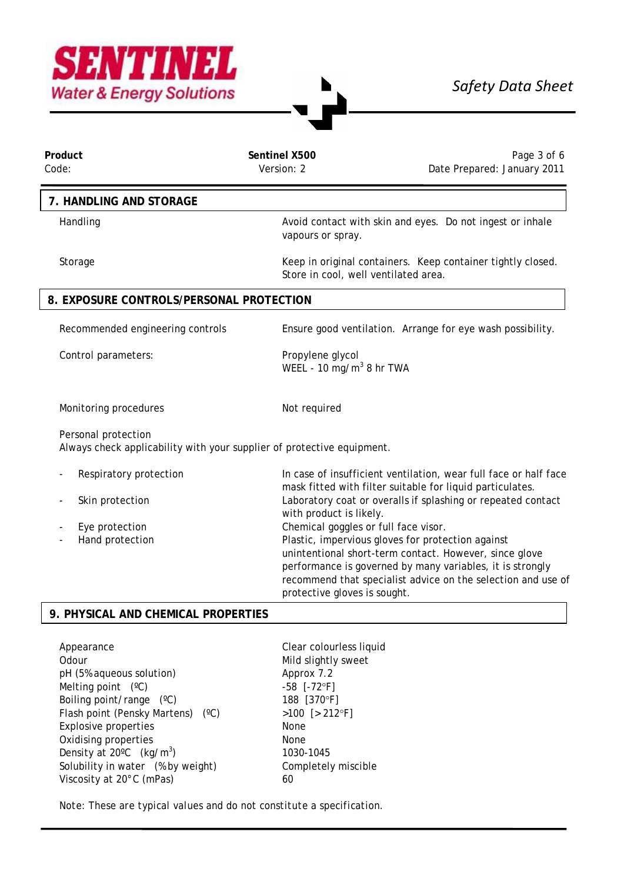## 7. HANDLING AND STORAGE

| | |
|---|---|
| Handling | Avoid contact with skin and eyes. Do not ingest or inhale vapours or spray. |
| Storage | Keep in original containers. Keep container tightly closed. Store in cool, well ventilated area. |

## 8. EXPOSURE CONTROLS/PERSONAL PROTECTION

| | |
|---|---|
| Recommended engineering controls | Ensure good ventilation. Arrange for eye wash possibility. |
| Control parameters: | Propylene glycol<br>WEEL - 10 mg/m$^3$ 8 hr TWA |
| Monitoring procedures | Not required |

Personal protection
Always check applicability with your supplier of protective equipment.

| | |
|---|---|
| - Respiratory protection | In case of insufficient ventilation, wear full face or half face mask fitted with filter suitable for liquid particulates. |
| - Skin protection | Laboratory coat or overalls if splashing or repeated contact with product is likely. |
| - Eye protection | Chemical goggles or full face visor. |
| - Hand protection | Plastic, impervious gloves for protection against unintentional short-term contact. However, since glove performance is governed by many variables, it is strongly recommend that specialist advice on the selection and use of protective gloves is sought. |

## 9. PHYSICAL AND CHEMICAL PROPERTIES

| | |
|---|---|
| Appearance | Clear colourless liquid |
| Odour | Mild slightly sweet |
| pH (5% aqueous solution) | Approx 7.2 |
| Melting point (ºC) | -58 [-72°F] |
| Boiling point/range (ºC) | 188 [370°F] |
| Flash point (Pensky Martens) (ºC) | >100 [>212°F] |
| Explosive properties | None |
| Oxidising properties | None |
| Density at 20ºC (kg/m$^3$) | 1030-1045 |
| Solubility in water (% by weight) | Completely miscible |
| Viscosity at 20°C (mPas) | 60 |

Note: These are typical values and do not constitute a specification.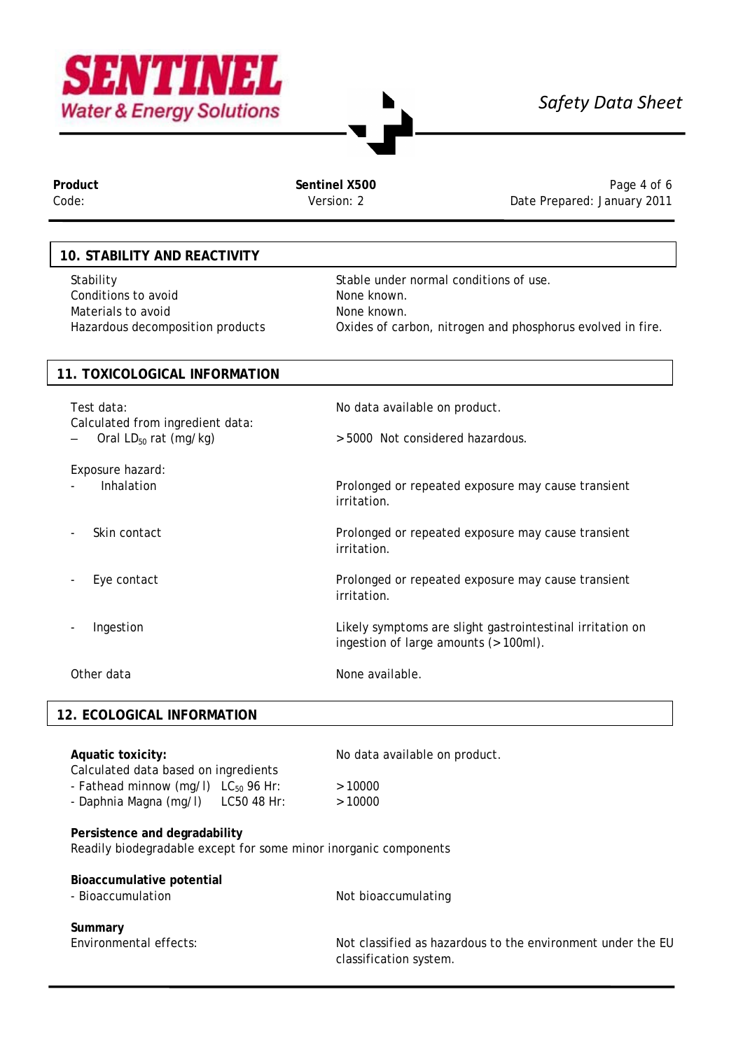## 10. STABILITY AND REACTIVITY

| | |
|---|---|
| Stability | Stable under normal conditions of use. |
| Conditions to avoid | None known. |
| Materials to avoid | None known. |
| Hazardous decomposition products | Oxides of carbon, nitrogen and phosphorus evolved in fire. |

## 11. TOXICOLOGICAL INFORMATION

| | |
|---|---|
| Test data: | No data available on product. |
| Calculated from ingredient data: | |
| – Oral $LD_{50}$ rat (mg/kg) | >5000 Not considered hazardous. |
| Exposure hazard: | |
| - Inhalation | Prolonged or repeated exposure may cause transient irritation. |
| - Skin contact | Prolonged or repeated exposure may cause transient irritation. |
| - Eye contact | Prolonged or repeated exposure may cause transient irritation. |
| - Ingestion | Likely symptoms are slight gastrointestinal irritation on ingestion of large amounts (>100ml). |
| Other data | None available. |

## 12. ECOLOGICAL INFORMATION

| | |
|---|---|
| **Aquatic toxicity:** | No data available on product. |
| Calculated data based on ingredients | |
| - Fathead minnow (mg/l) $LC_{50}$ 96 Hr: | >10000 |
| - Daphnia Magna (mg/l) LC50 48 Hr: | >10000 |

**Persistence and degradability**

Readily biodegradable except for some minor inorganic components

**Bioaccumulative potential**

| | |
|---|---|
| - Bioaccumulation | Not bioaccumulating |

**Summary**

| | |
|---|---|
| Environmental effects: | Not classified as hazardous to the environment under the EU classification system. |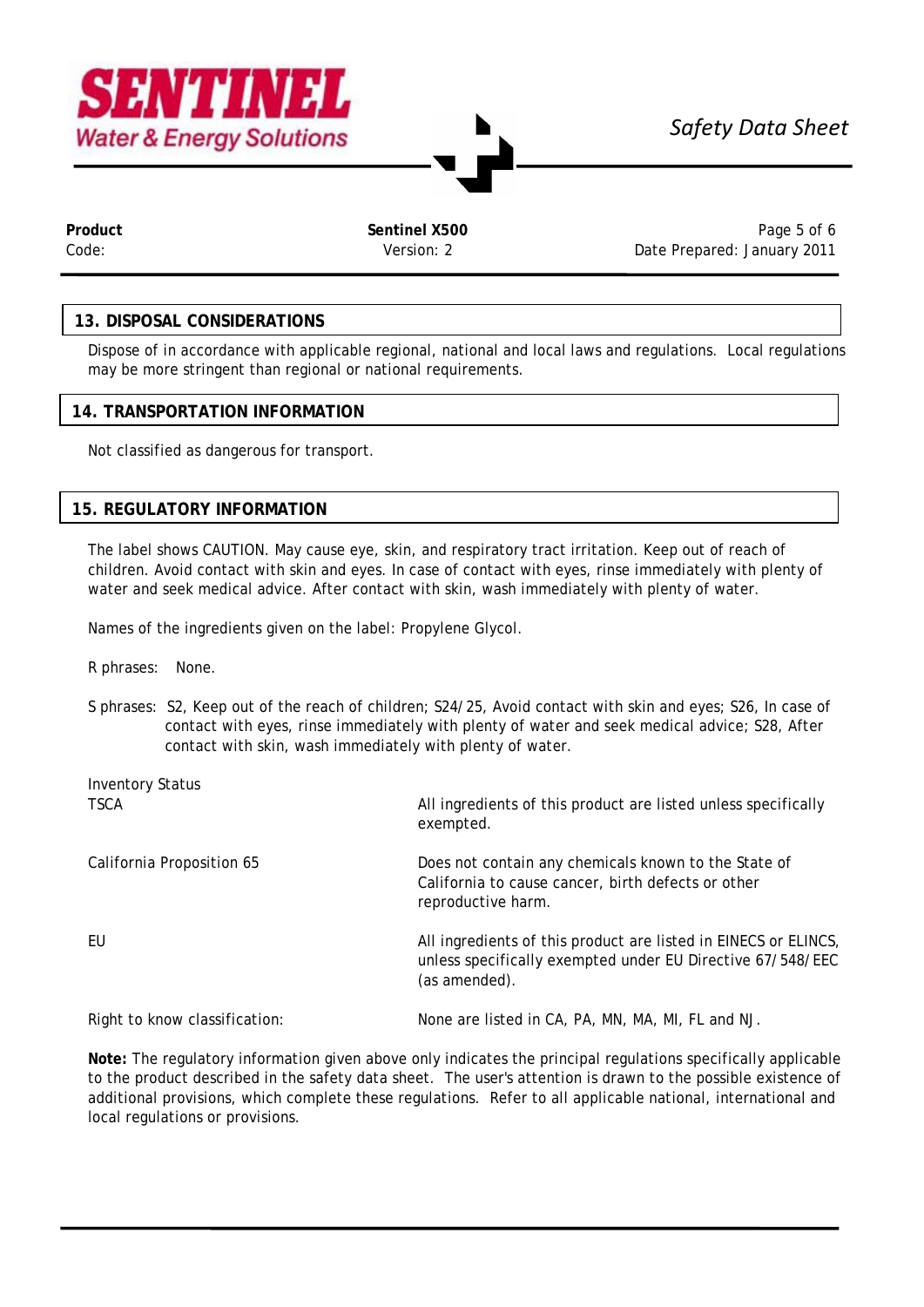## 13. DISPOSAL CONSIDERATIONS

Dispose of in accordance with applicable regional, national and local laws and regulations. Local regulations may be more stringent than regional or national requirements.

## 14. TRANSPORTATION INFORMATION

Not classified as dangerous for transport.

## 15. REGULATORY INFORMATION

The label shows CAUTION. May cause eye, skin, and respiratory tract irritation. Keep out of reach of children. Avoid contact with skin and eyes. In case of contact with eyes, rinse immediately with plenty of water and seek medical advice. After contact with skin, wash immediately with plenty of water.

Names of the ingredients given on the label: Propylene Glycol.

R phrases: None.

S phrases: S2, Keep out of the reach of children; S24/25, Avoid contact with skin and eyes; S26, In case of contact with eyes, rinse immediately with plenty of water and seek medical advice; S28, After contact with skin, wash immediately with plenty of water.

Inventory Status

| | |
|---|---|
| TSCA | All ingredients of this product are listed unless specifically exempted. |
| California Proposition 65 | Does not contain any chemicals known to the State of California to cause cancer, birth defects or other reproductive harm. |
| EU | All ingredients of this product are listed in EINECS or ELINCS, unless specifically exempted under EU Directive 67/548/EEC (as amended). |
| Right to know classification: | None are listed in CA, PA, MN, MA, MI, FL and NJ. |

**Note:** The regulatory information given above only indicates the principal regulations specifically applicable to the product described in the safety data sheet. The user's attention is drawn to the possible existence of additional provisions, which complete these regulations. Refer to all applicable national, international and local regulations or provisions.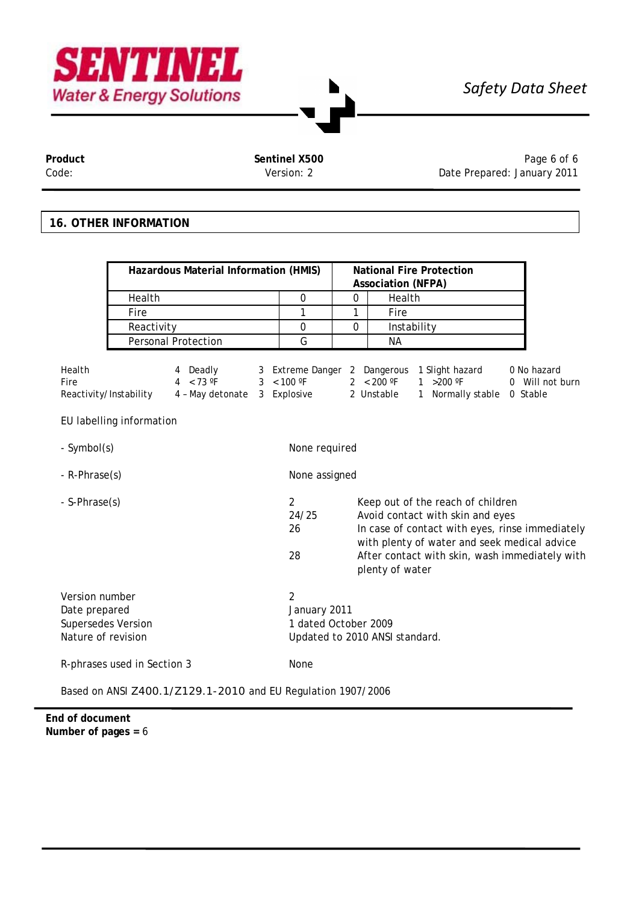**Product** | **Sentinel X500** | Date Prepared: January 2011

Code: | Version: 2

## 16. OTHER INFORMATION

| Hazardous Material Information (HMIS) | | National Fire Protection Association (NFPA) | |
|---|---|---|---|
| Health | 0 | 0 | Health |
| Fire | 1 | 1 | Fire |
| Reactivity | 0 | 0 | Instability |
| Personal Protection | G | | NA |

| | | | | | |
|---|---|---|---|---|---|
| Health | 4 Deadly | 3 Extreme Danger | 2 Dangerous | 1 Slight hazard | 0 No hazard |
| Fire | 4 < 73 ºF | 3 < 100 ºF | 2 < 200 ºF | 1 >200 ºF | 0 Will not burn |
| Reactivity/Instability | 4 – May detonate | 3 Explosive | 2 Unstable | 1 Normally stable | 0 Stable |

EU labelling information

- Symbol(s): None required
- R-Phrase(s): None assigned
- S-Phrase(s):

| | |
|---|---|
| 2 | Keep out of the reach of children |
| 24/25 | Avoid contact with skin and eyes |
| 26 | In case of contact with eyes, rinse immediately with plenty of water and seek medical advice |
| 28 | After contact with skin, wash immediately with plenty of water |

| | |
|---|---|
| Version number | 2 |
| Date prepared | January 2011 |
| Supersedes Version | 1 dated October 2009 |
| Nature of revision | Updated to 2010 ANSI standard. |
| R-phrases used in Section 3 | None |

Based on ANSI Z400.1/Z129.1-2010 and EU Regulation 1907/2006

**End of document**

**Number of pages** = 6